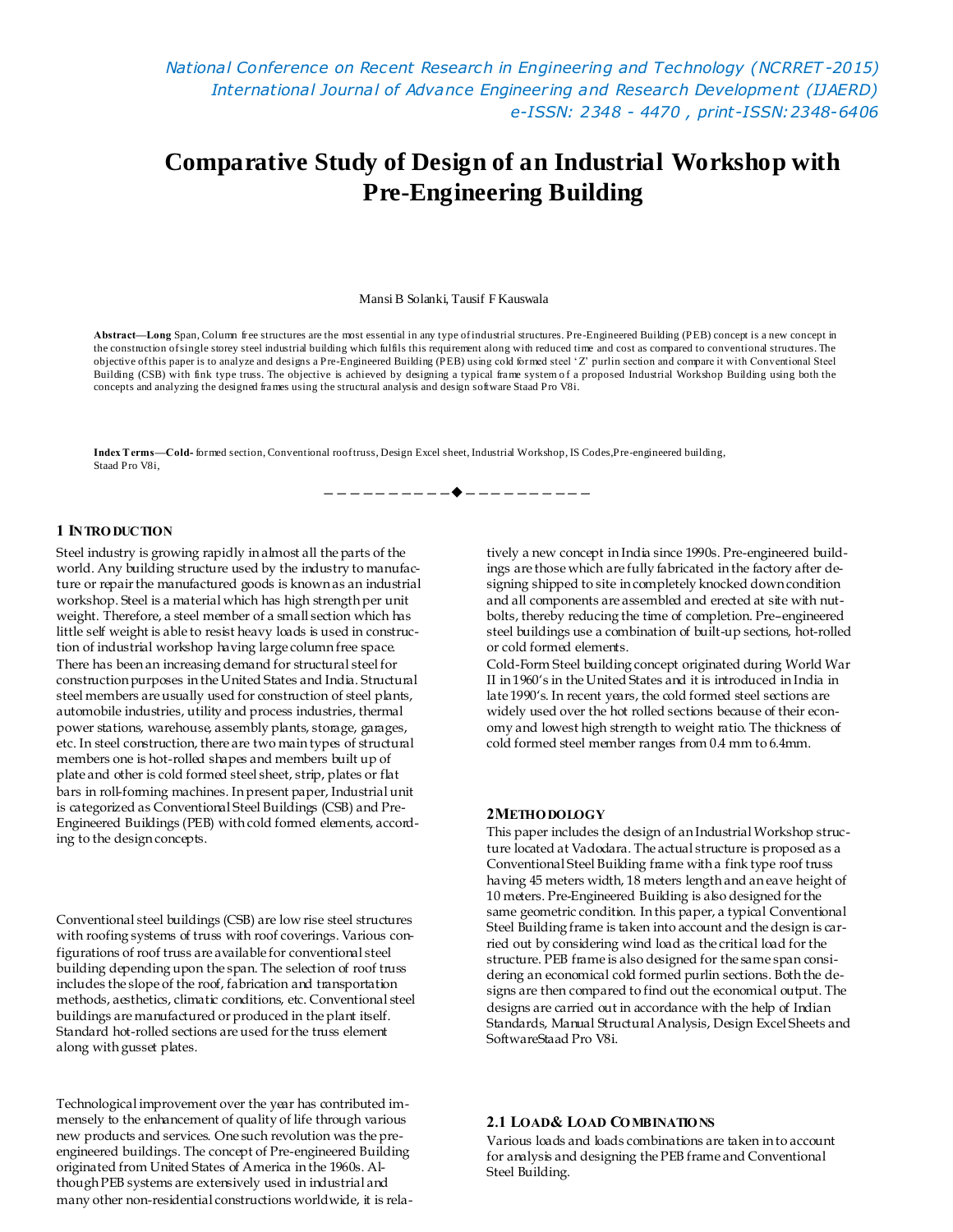# Comparative Study of Design of an Industrial Workshop with Pre-Engineering Building

Mansi B Solanki, Tausif F Kauswala

**Abstract—Long** Span, Column free structures are the most essential in any type of industrial structures. Pre-Engineered Building (PEB) concept is a new concept in the construction of single storey steel industrial building which fulfils this requirement along with reduced time and cost as compared to conventional structures. The objective of this paper is to analyze and designs a Pre-Engineered Building (PEB) using cold formed steel 'Z' purlin section and compare it with Conventional Steel Building (CSB) with fink type truss. The objective is achieved by designing a typical frame system of a proposed Industrial Workshop Building using both the concepts and analyzing the designed frames using the structural analysis and design software Staad Pro V8i.

**Index Terms—Cold-** formed section, Conventional roof truss, Design Excel sheet, Industrial Workshop, IS Codes, Pre-engineered building, Staad Pro V8i,

## 1 Introduction

Steel industry is growing rapidly in almost all the parts of the world. Any building structure used by the industry to manufacture or repair the manufactured goods is known as an industrial workshop. Steel is a material which has high strength per unit weight. Therefore, a steel member of a small section which has little self weight is able to resist heavy loads is used in construction of industrial workshop having large column free space. There has been an increasing demand for structural steel for construction purposes in the United States and India. Structural steel members are usually used for construction of steel plants, automobile industries, utility and process industries, thermal power stations, warehouse, assembly plants, storage, garages, etc. In steel construction, there are two main types of structural members one is hot-rolled shapes and members built up of plate and other is cold formed steel sheet, strip, plates or flat bars in roll-forming machines. In present paper, Industrial unit is categorized as Conventional Steel Buildings (CSB) and Pre-Engineered Buildings (PEB) with cold formed elements, according to the design concepts.

Conventional steel buildings (CSB) are low rise steel structures with roofing systems of truss with roof coverings. Various configurations of roof truss are available for conventional steel building depending upon the span. The selection of roof truss includes the slope of the roof, fabrication and transportation methods, aesthetics, climatic conditions, etc. Conventional steel buildings are manufactured or produced in the plant itself. Standard hot-rolled sections are used for the truss element along with gusset plates.

Technological improvement over the year has contributed immensely to the enhancement of quality of life through various new products and services. One such revolution was the pre-engineered buildings. The concept of Pre-engineered Building originated from United States of America in the 1960s. Although PEB systems are extensively used in industrial and many other non-residential constructions worldwide, it is relatively a new concept in India since 1990s. Pre-engineered buildings are those which are fully fabricated in the factory after designing shipped to site in completely knocked down condition and all components are assembled and erected at site with nut-bolts, thereby reducing the time of completion. Pre–engineered steel buildings use a combination of built-up sections, hot-rolled or cold formed elements.

Cold-Form Steel building concept originated during World War II in 1960's in the United States and it is introduced in India in late 1990's. In recent years, the cold formed steel sections are widely used over the hot rolled sections because of their economy and lowest high strength to weight ratio. The thickness of cold formed steel member ranges from 0.4 mm to 6.4mm.

## 2 Methodology

This paper includes the design of an Industrial Workshop structure located at Vadodara. The actual structure is proposed as a Conventional Steel Building frame with a fink type roof truss having 45 meters width, 18 meters length and an eave height of 10 meters. Pre-Engineered Building is also designed for the same geometric condition. In this paper, a typical Conventional Steel Building frame is taken into account and the design is carried out by considering wind load as the critical load for the structure. PEB frame is also designed for the same span considering an economical cold formed purlin sections. Both the designs are then compared to find out the economical output. The designs are carried out in accordance with the help of Indian Standards, Manual Structural Analysis, Design Excel Sheets and SoftwareStaad Pro V8i.

### 2.1 Load & Load Combinations

Various loads and loads combinations are taken in to account for analysis and designing the PEB frame and Conventional Steel Building.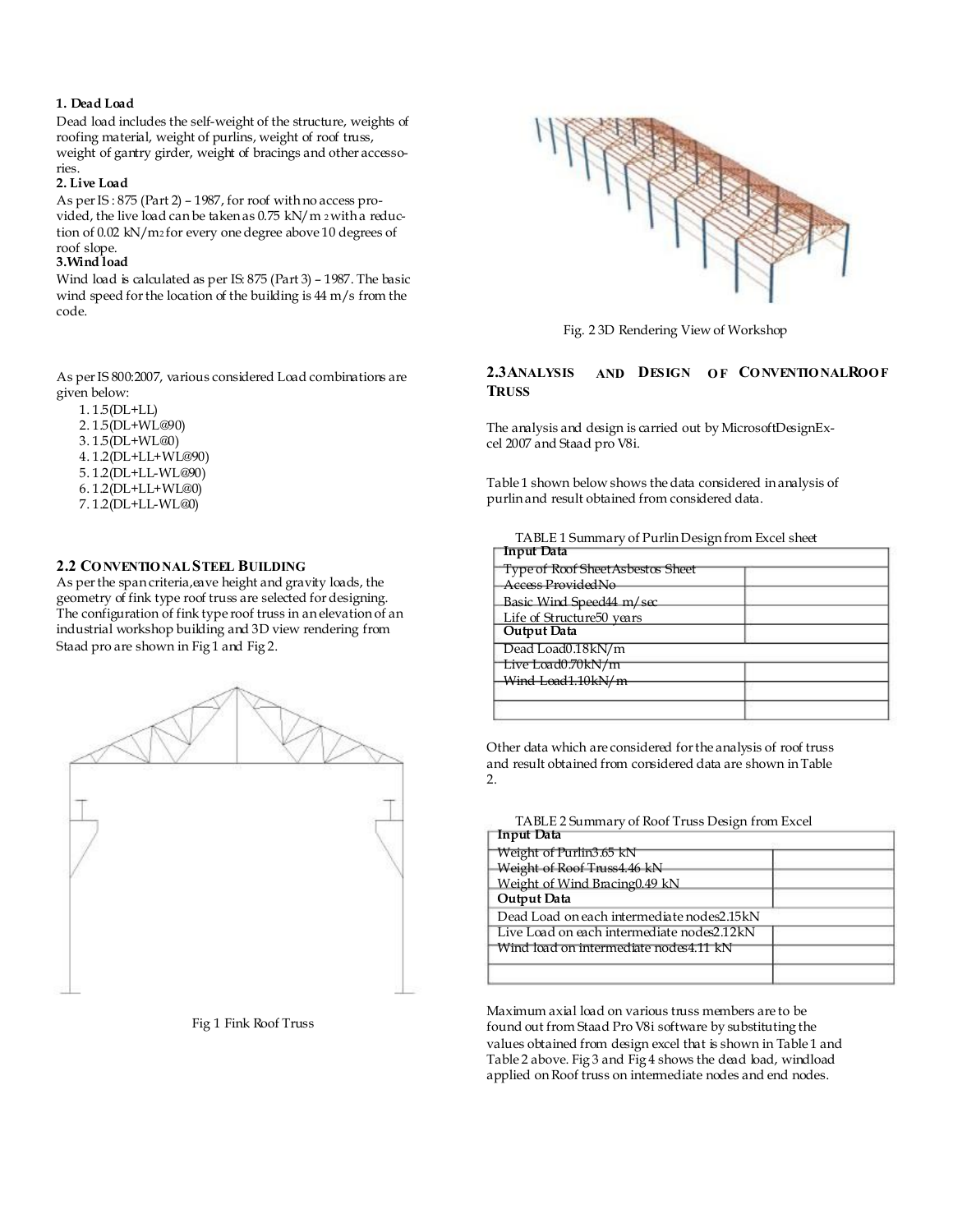**1. Dead Load**

Dead load includes the self-weight of the structure, weights of roofing material, weight of purlins, weight of roof truss, weight of gantry girder, weight of bracings and other accessories.

**2. Live Load**

As per IS : 875 (Part 2) – 1987, for roof with no access provided, the live load can be taken as 0.75 kN/m 2 with a reduction of 0.02 kN/m2 for every one degree above 10 degrees of roof slope.

**3.Wind load**

Wind load is calculated as per IS: 875 (Part 3) – 1987. The basic wind speed for the location of the building is 44 m/s from the code.

As per IS 800:2007, various considered Load combinations are given below:

1. 1.5(DL+LL)
2. 1.5(DL+WL@90)
3. 1.5(DL+WL@0)
4. 1.2(DL+LL+WL@90)
5. 1.2(DL+LL-WL@90)
6. 1.2(DL+LL+WL@0)
7. 1.2(DL+LL-WL@0)

## 2.2 CONVENTIONAL STEEL BUILDING

As per the span criteria,eave height and gravity loads, the geometry of fink type roof truss are selected for designing. The configuration of fink type roof truss in an elevation of an industrial workshop building and 3D view rendering from Staad pro are shown in Fig 1 and Fig 2.

Fig 1 Fink Roof Truss

Fig. 2 3D Rendering View of Workshop

## 2.3 ANALYSIS AND DESIGN OF CONVENTIONAL ROOF TRUSS

The analysis and design is carried out by MicrosoftDesignExcel 2007 and Staad pro V8i.

Table 1 shown below shows the data considered in analysis of purlin and result obtained from considered data.

TABLE 1 Summary of Purlin Design from Excel sheet

| Input Data | |
|---|---|
| Type of Roof Sheet | Asbestos Sheet |
| Access Provided | No |
| Basic Wind Speed | 44 m/sec |
| Life of Structure | 50 years |
| **Output Data** | |
| Dead Load | 0.18kN/m |
| Live Load | 0.70kN/m |
| Wind Load | 1.10kN/m |
| | |

Other data which are considered for the analysis of roof truss and result obtained from considered data are shown in Table 2.

TABLE 2 Summary of Roof Truss Design from Excel

| Input Data | |
|---|---|
| Weight of Purlin | 3.65 kN |
| Weight of Roof Truss | 4.46 kN |
| Weight of Wind Bracing | 0.49 kN |
| **Output Data** | |
| Dead Load on each intermediate nodes | 2.15kN |
| Live Load on each intermediate nodes | 2.12kN |
| Wind load on intermediate nodes | 4.11 kN |
| | |

Maximum axial load on various truss members are to be found out from Staad Pro V8i software by substituting the values obtained from design excel that is shown in Table 1 and Table 2 above. Fig 3 and Fig 4 shows the dead load, windload applied on Roof truss on intermediate nodes and end nodes.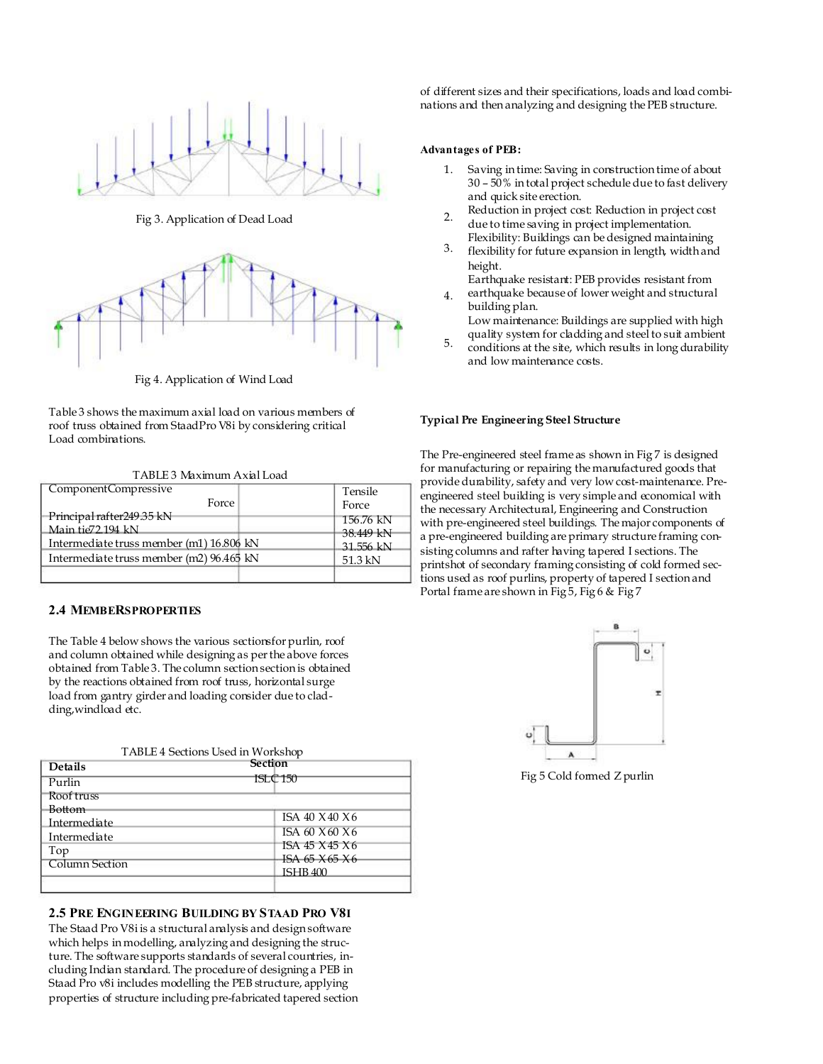Fig 3. Application of Dead Load

Fig 4. Application of Wind Load

Table 3 shows the maximum axial load on various members of roof truss obtained from StaadPro V8i by considering critical Load combinations.

TABLE 3 Maximum Axial Load

| Component | Compressive Force | Tensile Force |
|---|---|---|
| Principal rafter | 249.35 kN | 156.76 kN |
| Main tie | 72.194 kN | 38.449 kN |
| Intermediate truss member (m1) | 16.806 kN | 31.556 kN |
| Intermediate truss member (m2) | 96.465 kN | 51.3 kN |

## 2.4 MEMBERS PROPERTIES

The Table 4 below shows the various sections for purlin, roof and column obtained while designing as per the above forces obtained from Table 3. The column section section is obtained by the reactions obtained from roof truss, horizontal surge load from gantry girder and loading consider due to cladding, windload etc.

TABLE 4 Sections Used in Workshop

| Details | Section |
|---|---|
| Purlin | ISLC 150 |
| Roof truss | |
| Bottom | ISA 40 X 40 X 6 |
| Intermediate | ISA 60 X 60 X 6 |
| Intermediate | ISA 45 X 45 X 6 |
| Top | ISA 65 X 65 X 6 |
| Column Section | ISHB 400 |

## 2.5 PRE ENGINEERING BUILDING BY STAAD PRO V8I

The Staad Pro V8i is a structural analysis and design software which helps in modelling, analyzing and designing the structure. The software supports standards of several countries, including Indian standard. The procedure of designing a PEB in Staad Pro v8i includes modelling the PEB structure, applying properties of structure including pre-fabricated tapered section of different sizes and their specifications, loads and load combinations and then analyzing and designing the PEB structure.

**Advantages of PEB:**

1. Saving in time: Saving in construction time of about 30 – 50% in total project schedule due to fast delivery and quick site erection.
2. Reduction in project cost: Reduction in project cost due to time saving in project implementation.
3. Flexibility: Buildings can be designed maintaining flexibility for future expansion in length, width and height.
4. Earthquake resistant: PEB provides resistant from earthquake because of lower weight and structural building plan.
5. Low maintenance: Buildings are supplied with high quality system for cladding and steel to suit ambient conditions at the site, which results in long durability and low maintenance costs.

**Typical Pre Engineering Steel Structure**

The Pre-engineered steel frame as shown in Fig 7 is designed for manufacturing or repairing the manufactured goods that provide durability, safety and very low cost-maintenance. Pre-engineered steel building is very simple and economical with the necessary Architectural, Engineering and Construction with pre-engineered steel buildings. The major components of a pre-engineered building are primary structure framing consisting columns and rafter having tapered I sections. The printshot of secondary framing consisting of cold formed sections used as roof purlins, property of tapered I section and Portal frame are shown in Fig 5, Fig 6 & Fig 7

Fig 5 Cold formed Z purlin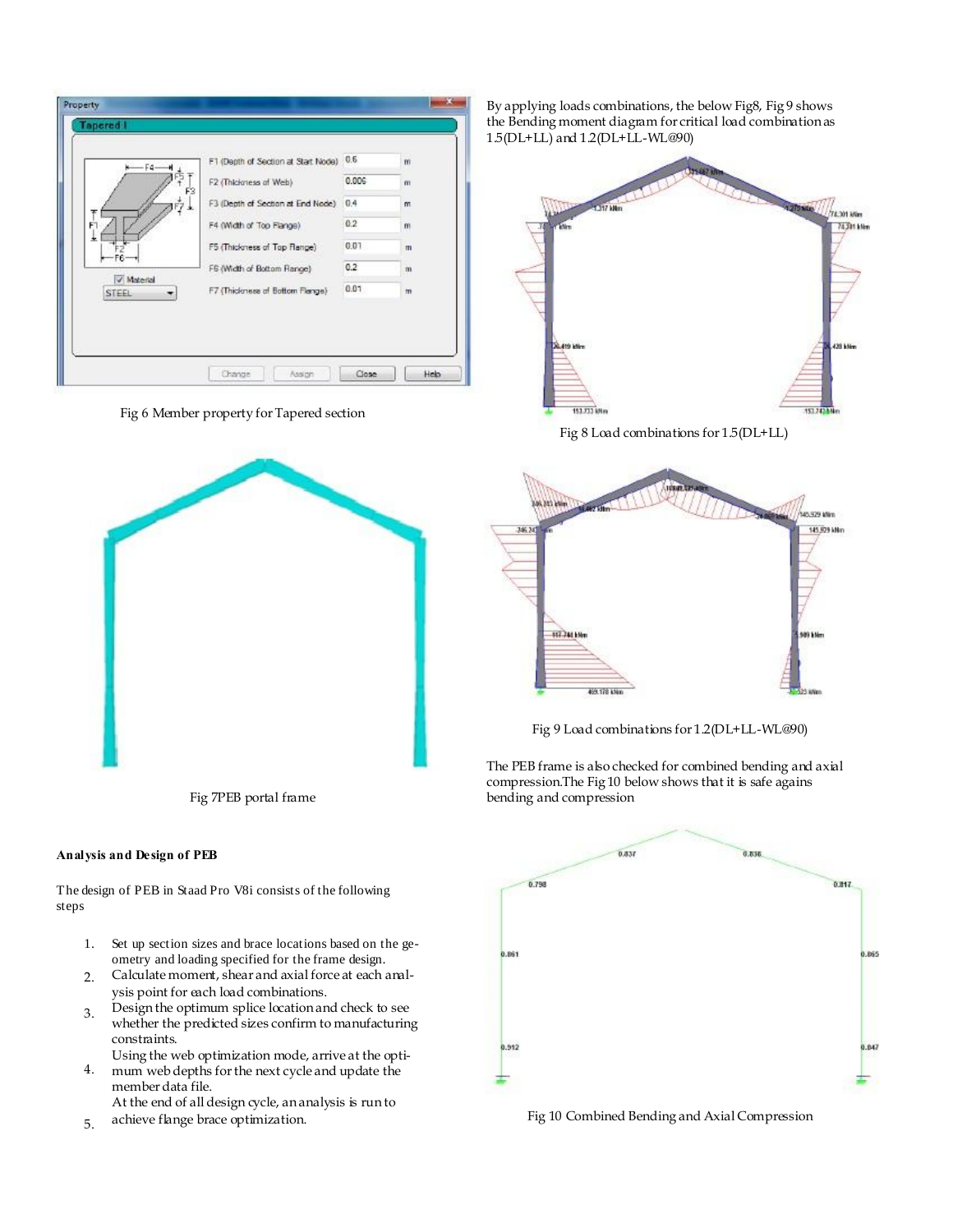Fig 6 Member property for Tapered section

Fig 7PEB portal frame

**Analysis and Design of PEB**

The design of PEB in Staad Pro V8i consists of the following steps

1. Set up section sizes and brace locations based on the geometry and loading specified for the frame design.
2. Calculate moment, shear and axial force at each analysis point for each load combinations.
3. Design the optimum splice location and check to see whether the predicted sizes confirm to manufacturing constraints.
4. Using the web optimization mode, arrive at the optimum web depths for the next cycle and update the member data file.
5. At the end of all design cycle, an analysis is run to achieve flange brace optimization.

By applying loads combinations, the below Fig8, Fig 9 shows the Bending moment diagram for critical load combination as 1.5(DL+LL) and 1.2(DL+LL-WL@90)

Fig 8 Load combinations for 1.5(DL+LL)

Fig 9 Load combinations for 1.2(DL+LL-WL@90)

The PEB frame is also checked for combined bending and axial compression.The Fig 10 below shows that it is safe agains bending and compression

Fig 10 Combined Bending and Axial Compression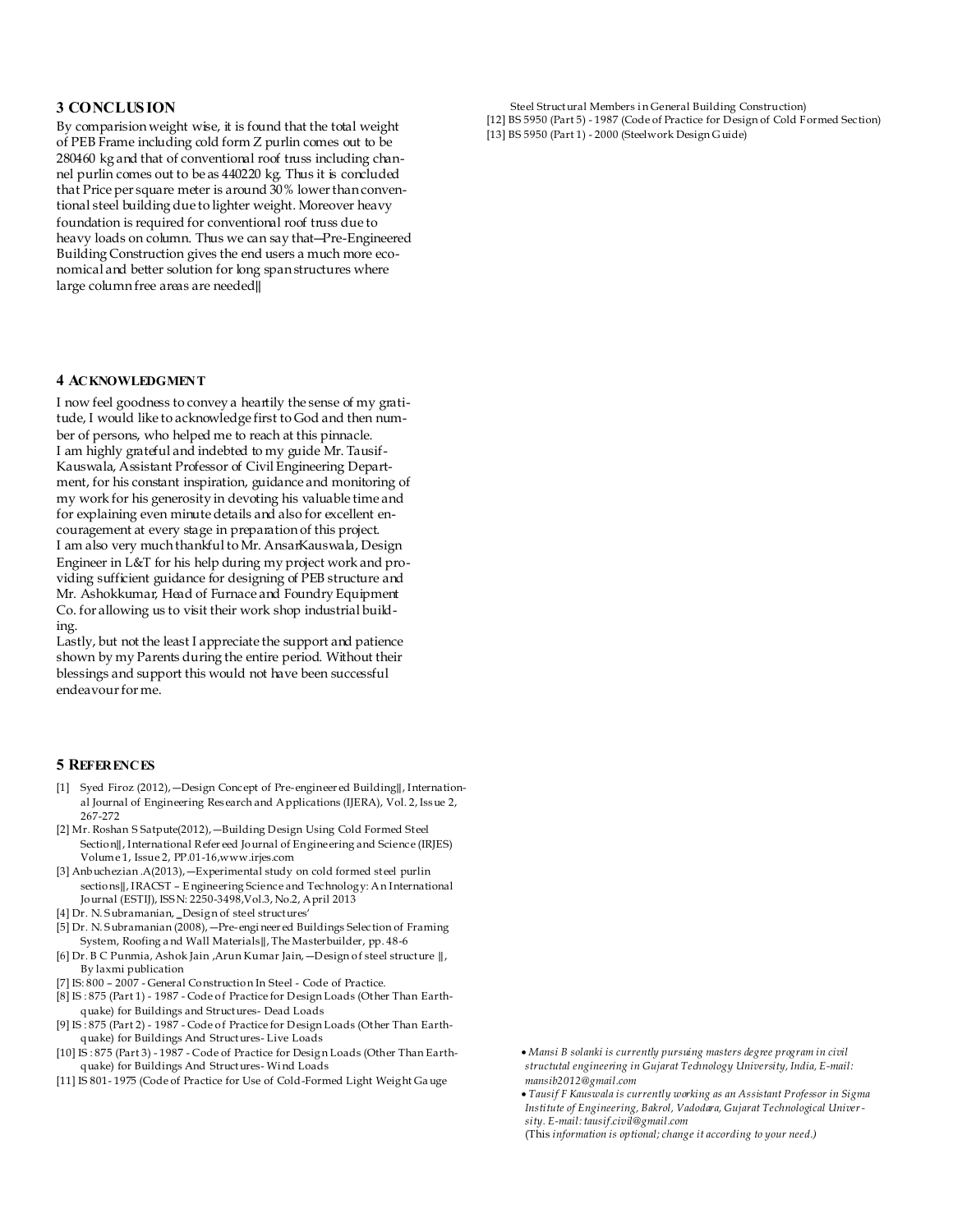## 3 CONCLUSION

By comparision weight wise, it is found that the total weight of PEB Frame including cold form Z purlin comes out to be 280460 kg and that of conventional roof truss including channel purlin comes out to be as 440220 kg. Thus it is concluded that Price per square meter is around 30% lower than conventional steel building due to lighter weight. Moreover heavy foundation is required for conventional roof truss due to heavy loads on column. Thus we can say that―Pre-Engineered Building Construction gives the end users a much more economical and better solution for long span structures where large column free areas are needed‖

## 4 ACKNOWLEDGMENT

I now feel goodness to convey a heartily the sense of my gratitude, I would like to acknowledge first to God and then number of persons, who helped me to reach at this pinnacle.
I am highly grateful and indebted to my guide Mr. Tausif-Kauswala, Assistant Professor of Civil Engineering Department, for his constant inspiration, guidance and monitoring of my work for his generosity in devoting his valuable time and for explaining even minute details and also for excellent encouragement at every stage in preparation of this project.
I am also very much thankful to Mr. AnsarKauswala, Design Engineer in L&T for his help during my project work and providing sufficient guidance for designing of PEB structure and Mr. Ashokkumar, Head of Furnace and Foundry Equipment Co. for allowing us to visit their work shop industrial building.
Lastly, but not the least I appreciate the support and patience shown by my Parents during the entire period. Without their blessings and support this would not have been successful endeavour for me.

## 5 REFERENCES

[1] Syed Firoz (2012), ―Design Concept of Pre-engineered Building‖, International Journal of Engineering Research and Applications (IJERA), Vol. 2, Issue 2, 267-272
[2] Mr. Roshan S Satpute(2012), ―Building Design Using Cold Formed Steel Section‖, International Refereed Journal of Engineering and Science (IRJES) Volume 1, Issue 2, PP.01-16,www.irjes.com
[3] Anbuchezian .A(2013), ―Experimental study on cold formed steel purlin sections‖, IRACST – Engineering Science and Technology: An International Journal (ESTIJ), ISSN: 2250-3498,Vol.3, No.2, April 2013
[4] Dr. N. Subramanian, ‗Design of steel structures'
[5] Dr. N. Subramanian (2008), ―Pre-engineered Buildings Selection of Framing System, Roofing and Wall Materials‖, The Masterbuilder, pp. 48-6
[6] Dr. B C Punmia, Ashok Jain ,Arun Kumar Jain, ―Design of steel structure ‖, By laxmi publication
[7] IS: 800 – 2007 - General Construction In Steel - Code of Practice.
[8] IS : 875 (Part 1) - 1987 - Code of Practice for Design Loads (Other Than Earthquake) for Buildings and Structures- Dead Loads
[9] IS : 875 (Part 2) - 1987 - Code of Practice for Design Loads (Other Than Earthquake) for Buildings And Structures- Live Loads
[10] IS : 875 (Part 3) - 1987 - Code of Practice for Design Loads (Other Than Earthquake) for Buildings And Structures- Wind Loads
[11] IS 801- 1975 (Code of Practice for Use of Cold-Formed Light Weight Gauge Steel Structural Members in General Building Construction)
[12] BS 5950 (Part 5) - 1987 (Code of Practice for Design of Cold Formed Section)
[13] BS 5950 (Part 1) - 2000 (Steelwork Design Guide)

- *Mansi B solanki is currently pursuing masters degree program in civil structutal engineering in Gujarat Technology University, India, E-mail: mansib2012@gmail.com*
- *Tausif F Kauswala is currently working as an Assistant Professor in Sigma Institute of Engineering, Bakrol, Vadodara, Gujarat Technological University. E-mail: tausif.civil@gmail.com*

(This *information is optional; change it according to your need.)*